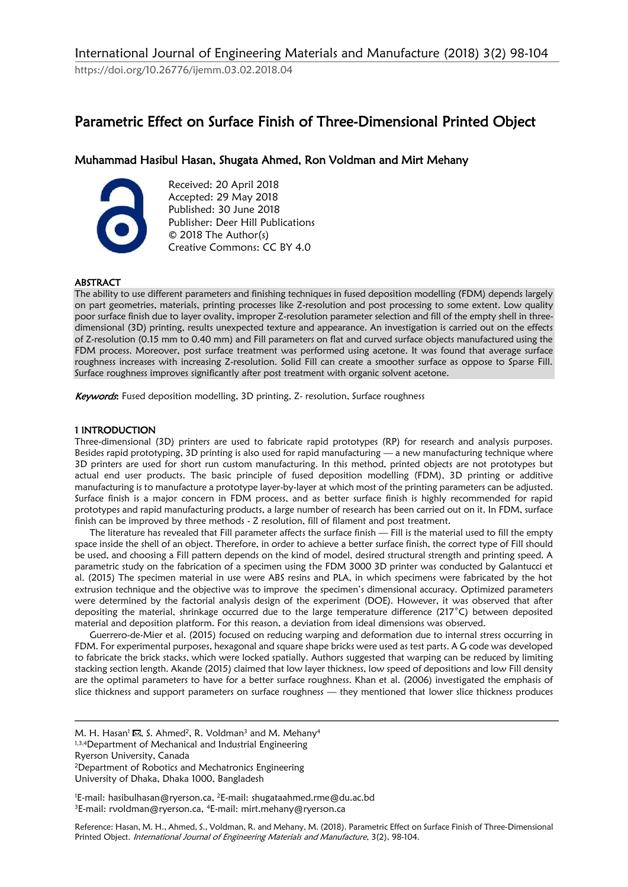https://doi.org/10.26776/ijemm.03.02.2018.04

# Parametric Effect on Surface Finish of Three-Dimensional Printed Object

## Muhammad Hasibul Hasan, Shugata Ahmed, Ron Voldman and Mirt Mehany

Received: 20 April 2018
Accepted: 29 May 2018
Published: 30 June 2018
Publisher: Deer Hill Publications
© 2018 The Author(s)
Creative Commons: CC BY 4.0

### ABSTRACT

The ability to use different parameters and finishing techniques in fused deposition modelling (FDM) depends largely on part geometries, materials, printing processes like Z-resolution and post processing to some extent. Low quality poor surface finish due to layer ovality, improper Z-resolution parameter selection and fill of the empty shell in three-dimensional (3D) printing, results unexpected texture and appearance. An investigation is carried out on the effects of Z-resolution (0.15 mm to 0.40 mm) and Fill parameters on flat and curved surface objects manufactured using the FDM process. Moreover, post surface treatment was performed using acetone. It was found that average surface roughness increases with increasing Z-resolution. Solid Fill can create a smoother surface as oppose to Sparse Fill. Surface roughness improves significantly after post treatment with organic solvent acetone.

*Keywords*: Fused deposition modelling, 3D printing, Z- resolution, Surface roughness

### 1 INTRODUCTION

Three-dimensional (3D) printers are used to fabricate rapid prototypes (RP) for research and analysis purposes. Besides rapid prototyping, 3D printing is also used for rapid manufacturing — a new manufacturing technique where 3D printers are used for short run custom manufacturing. In this method, printed objects are not prototypes but actual end user products. The basic principle of fused deposition modelling (FDM), 3D printing or additive manufacturing is to manufacture a prototype layer-by-layer at which most of the printing parameters can be adjusted. Surface finish is a major concern in FDM process, and as better surface finish is highly recommended for rapid prototypes and rapid manufacturing products, a large number of research has been carried out on it. In FDM, surface finish can be improved by three methods - Z resolution, fill of filament and post treatment.

The literature has revealed that Fill parameter affects the surface finish — Fill is the material used to fill the empty space inside the shell of an object. Therefore, in order to achieve a better surface finish, the correct type of Fill should be used, and choosing a Fill pattern depends on the kind of model, desired structural strength and printing speed. A parametric study on the fabrication of a specimen using the FDM 3000 3D printer was conducted by Galantucci et al. (2015) The specimen material in use were ABS resins and PLA, in which specimens were fabricated by the hot extrusion technique and the objective was to improve the specimen's dimensional accuracy. Optimized parameters were determined by the factorial analysis design of the experiment (DOE). However, it was observed that after depositing the material, shrinkage occurred due to the large temperature difference (217°C) between deposited material and deposition platform. For this reason, a deviation from ideal dimensions was observed.

Guerrero-de-Mier et al. (2015) focused on reducing warping and deformation due to internal stress occurring in FDM. For experimental purposes, hexagonal and square shape bricks were used as test parts. A G code was developed to fabricate the brick stacks, which were locked spatially. Authors suggested that warping can be reduced by limiting stacking section length. Akande (2015) claimed that low layer thickness, low speed of depositions and low Fill density are the optimal parameters to have for a better surface roughness. Khan et al. (2006) investigated the emphasis of slice thickness and support parameters on surface roughness — they mentioned that lower slice thickness produces

---

M. H. Hasan[1] ✉, S. Ahmed[2], R. Voldman[3] and M. Mehany[4]
[1,3,4]Department of Mechanical and Industrial Engineering
Ryerson University, Canada
[2]Department of Robotics and Mechatronics Engineering
University of Dhaka, Dhaka 1000, Bangladesh

[1]E-mail: hasibulhasan@ryerson.ca, [2]E-mail: shugataahmed.rme@du.ac.bd
[3]E-mail: rvoldman@ryerson.ca, [4]E-mail: mirt.mehany@ryerson.ca

Reference: Hasan, M. H., Ahmed, S., Voldman, R. and Mehany, M. (2018). Parametric Effect on Surface Finish of Three-Dimensional Printed Object. *International Journal of Engineering Materials and Manufacture*, 3(2), 98-104.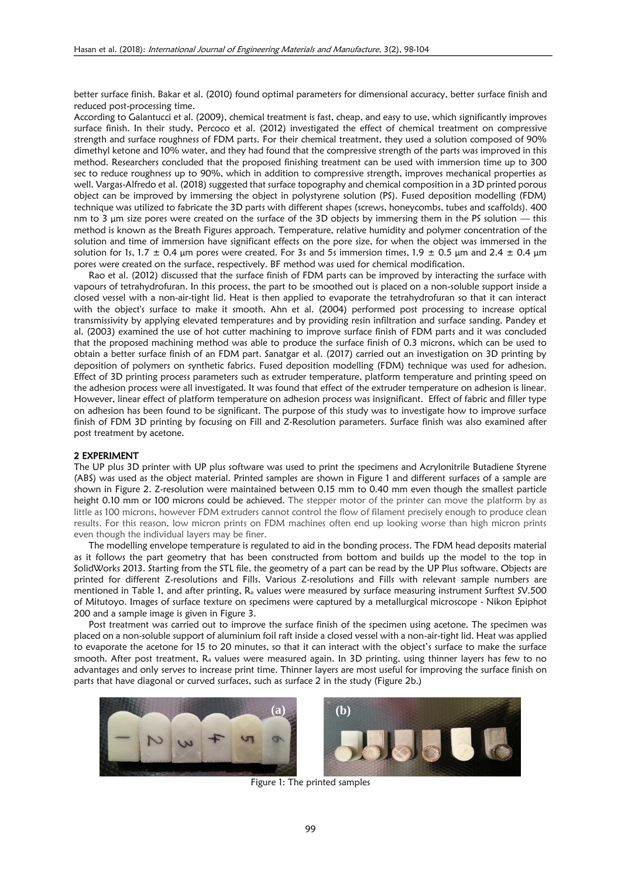better surface finish. Bakar et al. (2010) found optimal parameters for dimensional accuracy, better surface finish and reduced post-processing time.

According to Galantucci et al. (2009), chemical treatment is fast, cheap, and easy to use, which significantly improves surface finish. In their study, Percoco et al. (2012) investigated the effect of chemical treatment on compressive strength and surface roughness of FDM parts. For their chemical treatment, they used a solution composed of 90% dimethyl ketone and 10% water, and they had found that the compressive strength of the parts was improved in this method. Researchers concluded that the proposed finishing treatment can be used with immersion time up to 300 sec to reduce roughness up to 90%, which in addition to compressive strength, improves mechanical properties as well. Vargas-Alfredo et al. (2018) suggested that surface topography and chemical composition in a 3D printed porous object can be improved by immersing the object in polystyrene solution (PS). Fused deposition modelling (FDM) technique was utilized to fabricate the 3D parts with different shapes (screws, honeycombs, tubes and scaffolds). 400 nm to 3 µm size pores were created on the surface of the 3D objects by immersing them in the PS solution — this method is known as the Breath Figures approach. Temperature, relative humidity and polymer concentration of the solution and time of immersion have significant effects on the pore size, for when the object was immersed in the solution for 1s, 1.7 ± 0.4 µm pores were created. For 3s and 5s immersion times, 1.9 ± 0.5 µm and 2.4 ± 0.4 µm pores were created on the surface, respectively. BF method was used for chemical modification.

Rao et al. (2012) discussed that the surface finish of FDM parts can be improved by interacting the surface with vapours of tetrahydrofuran. In this process, the part to be smoothed out is placed on a non-soluble support inside a closed vessel with a non-air-tight lid. Heat is then applied to evaporate the tetrahydrofuran so that it can interact with the object's surface to make it smooth. Ahn et al. (2004) performed post processing to increase optical transmissivity by applying elevated temperatures and by providing resin infiltration and surface sanding. Pandey et al. (2003) examined the use of hot cutter machining to improve surface finish of FDM parts and it was concluded that the proposed machining method was able to produce the surface finish of 0.3 microns, which can be used to obtain a better surface finish of an FDM part. Sanatgar et al. (2017) carried out an investigation on 3D printing by deposition of polymers on synthetic fabrics. Fused deposition modelling (FDM) technique was used for adhesion. Effect of 3D printing process parameters such as extruder temperature, platform temperature and printing speed on the adhesion process were all investigated. It was found that effect of the extruder temperature on adhesion is linear. However, linear effect of platform temperature on adhesion process was insignificant. Effect of fabric and filler type on adhesion has been found to be significant. The purpose of this study was to investigate how to improve surface finish of FDM 3D printing by focusing on Fill and Z-Resolution parameters. Surface finish was also examined after post treatment by acetone.

## 2 EXPERIMENT

The UP plus 3D printer with UP plus software was used to print the specimens and Acrylonitrile Butadiene Styrene (ABS) was used as the object material. Printed samples are shown in Figure 1 and different surfaces of a sample are shown in Figure 2. Z-resolution were maintained between 0.15 mm to 0.40 mm even though the smallest particle height 0.10 mm or 100 microns could be achieved. The stepper motor of the printer can move the platform by as little as 100 microns, however FDM extruders cannot control the flow of filament precisely enough to produce clean results. For this reason, low micron prints on FDM machines often end up looking worse than high micron prints even though the individual layers may be finer.

The modelling envelope temperature is regulated to aid in the bonding process. The FDM head deposits material as it follows the part geometry that has been constructed from bottom and builds up the model to the top in SolidWorks 2013. Starting from the STL file, the geometry of a part can be read by the UP Plus software. Objects are printed for different Z-resolutions and Fills. Various Z-resolutions and Fills with relevant sample numbers are mentioned in Table 1, and after printing, $R_a$ values were measured by surface measuring instrument Surftest SV.500 of Mitutoyo. Images of surface texture on specimens were captured by a metallurgical microscope - Nikon Epiphot 200 and a sample image is given in Figure 3.

Post treatment was carried out to improve the surface finish of the specimen using acetone. The specimen was placed on a non-soluble support of aluminium foil raft inside a closed vessel with a non-air-tight lid. Heat was applied to evaporate the acetone for 15 to 20 minutes, so that it can interact with the object's surface to make the surface smooth. After post treatment, $R_a$ values were measured again. In 3D printing, using thinner layers has few to no advantages and only serves to increase print time. Thinner layers are most useful for improving the surface finish on parts that have diagonal or curved surfaces, such as surface 2 in the study (Figure 2b.)

(a) (b)

Figure 1: The printed samples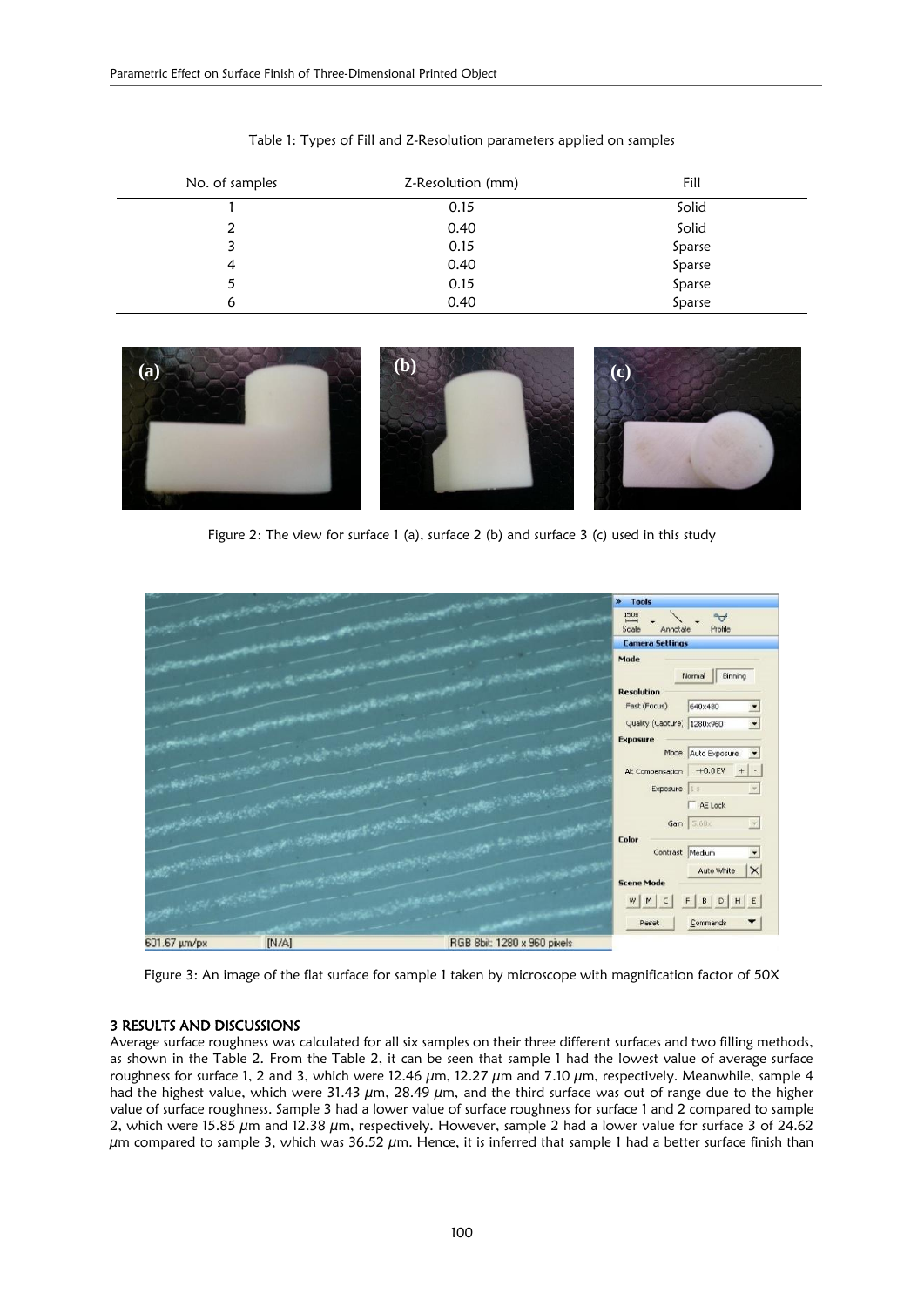Table 1: Types of Fill and Z-Resolution parameters applied on samples

| No. of samples | Z-Resolution (mm) | Fill |
|---|---|---|
| 1 | 0.15 | Solid |
| 2 | 0.40 | Solid |
| 3 | 0.15 | Sparse |
| 4 | 0.40 | Sparse |
| 5 | 0.15 | Sparse |
| 6 | 0.40 | Sparse |

Figure 2: The view for surface 1 (a), surface 2 (b) and surface 3 (c) used in this study

Figure 3: An image of the flat surface for sample 1 taken by microscope with magnification factor of 50X

### 3 RESULTS AND DISCUSSIONS

Average surface roughness was calculated for all six samples on their three different surfaces and two filling methods, as shown in the Table 2. From the Table 2, it can be seen that sample 1 had the lowest value of average surface roughness for surface 1, 2 and 3, which were 12.46 $\mu$m, 12.27 $\mu$m and 7.10 $\mu$m, respectively. Meanwhile, sample 4 had the highest value, which were 31.43 $\mu$m, 28.49 $\mu$m, and the third surface was out of range due to the higher value of surface roughness. Sample 3 had a lower value of surface roughness for surface 1 and 2 compared to sample 2, which were 15.85 $\mu$m and 12.38 $\mu$m, respectively. However, sample 2 had a lower value for surface 3 of 24.62 $\mu$m compared to sample 3, which was 36.52 $\mu$m. Hence, it is inferred that sample 1 had a better surface finish than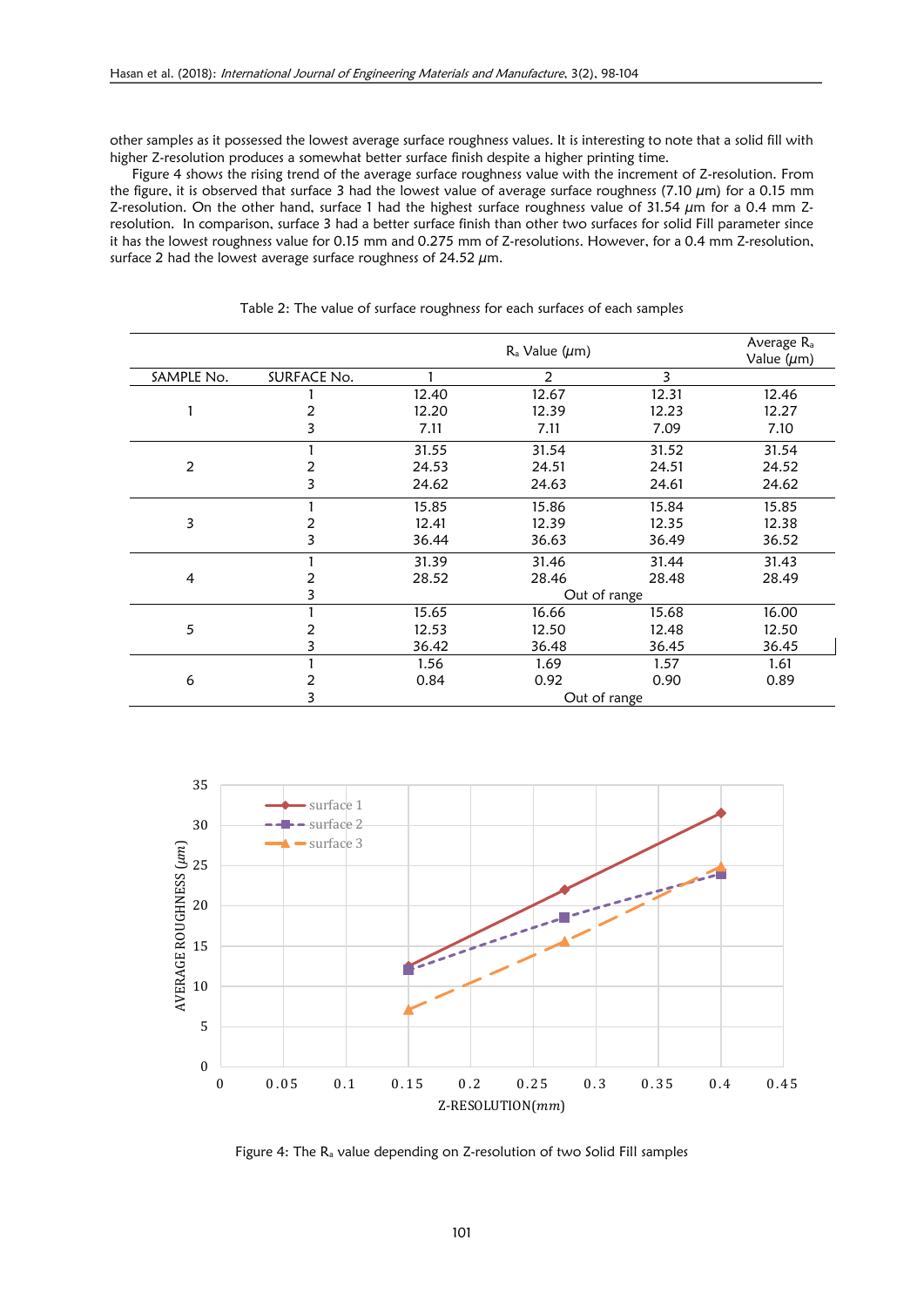other samples as it possessed the lowest average surface roughness values. It is interesting to note that a solid fill with higher Z-resolution produces a somewhat better surface finish despite a higher printing time.

Figure 4 shows the rising trend of the average surface roughness value with the increment of Z-resolution. From the figure, it is observed that surface 3 had the lowest value of average surface roughness (7.10 $\mu$m) for a 0.15 mm Z-resolution. On the other hand, surface 1 had the highest surface roughness value of 31.54 $\mu$m for a 0.4 mm Z-resolution. In comparison, surface 3 had a better surface finish than other two surfaces for solid Fill parameter since it has the lowest roughness value for 0.15 mm and 0.275 mm of Z-resolutions. However, for a 0.4 mm Z-resolution, surface 2 had the lowest average surface roughness of 24.52 $\mu$m.

Table 2: The value of surface roughness for each surfaces of each samples

| SAMPLE No. | SURFACE No. | $R_a$ Value ($\mu$m) 1 | 2 | 3 | Average $R_a$ Value ($\mu$m) |
|---|---|---|---|---|---|
| 1 | 1 | 12.40 | 12.67 | 12.31 | 12.46 |
| | 2 | 12.20 | 12.39 | 12.23 | 12.27 |
| | 3 | 7.11 | 7.11 | 7.09 | 7.10 |
| 2 | 1 | 31.55 | 31.54 | 31.52 | 31.54 |
| | 2 | 24.53 | 24.51 | 24.51 | 24.52 |
| | 3 | 24.62 | 24.63 | 24.61 | 24.62 |
| 3 | 1 | 15.85 | 15.86 | 15.84 | 15.85 |
| | 2 | 12.41 | 12.39 | 12.35 | 12.38 |
| | 3 | 36.44 | 36.63 | 36.49 | 36.52 |
| 4 | 1 | 31.39 | 31.46 | 31.44 | 31.43 |
| | 2 | 28.52 | 28.46 | 28.48 | 28.49 |
| | 3 | | Out of range | | |
| 5 | 1 | 15.65 | 16.66 | 15.68 | 16.00 |
| | 2 | 12.53 | 12.50 | 12.48 | 12.50 |
| | 3 | 36.42 | 36.48 | 36.45 | 36.45 |
| 6 | 1 | 1.56 | 1.69 | 1.57 | 1.61 |
| | 2 | 0.84 | 0.92 | 0.90 | 0.89 |
| | 3 | | Out of range | | |

Figure 4: The $R_a$ value depending on Z-resolution of two Solid Fill samples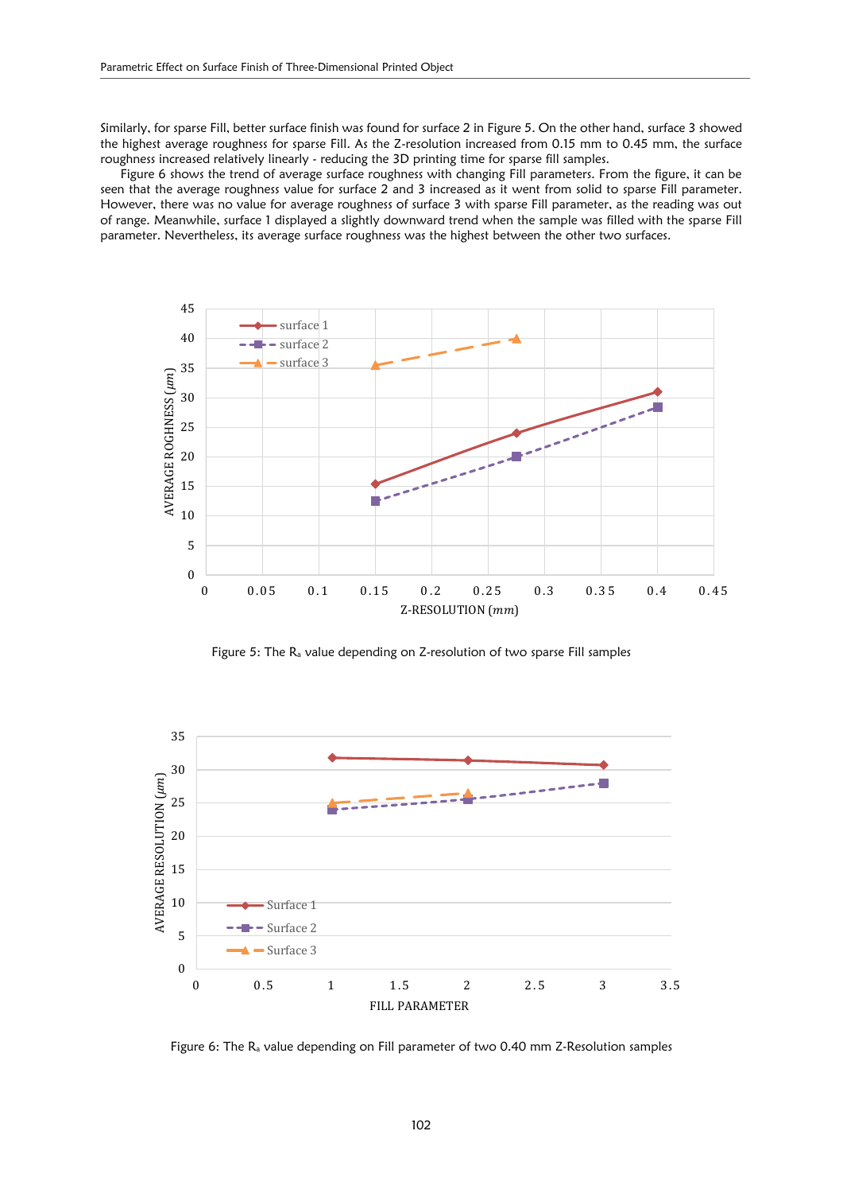Similarly, for sparse Fill, better surface finish was found for surface 2 in Figure 5. On the other hand, surface 3 showed the highest average roughness for sparse Fill. As the Z-resolution increased from 0.15 mm to 0.45 mm, the surface roughness increased relatively linearly - reducing the 3D printing time for sparse fill samples.

Figure 6 shows the trend of average surface roughness with changing Fill parameters. From the figure, it can be seen that the average roughness value for surface 2 and 3 increased as it went from solid to sparse Fill parameter. However, there was no value for average roughness of surface 3 with sparse Fill parameter, as the reading was out of range. Meanwhile, surface 1 displayed a slightly downward trend when the sample was filled with the sparse Fill parameter. Nevertheless, its average surface roughness was the highest between the other two surfaces.

Figure 5: The $R_a$ value depending on Z-resolution of two sparse Fill samples

Figure 6: The $R_a$ value depending on Fill parameter of two 0.40 mm Z-Resolution samples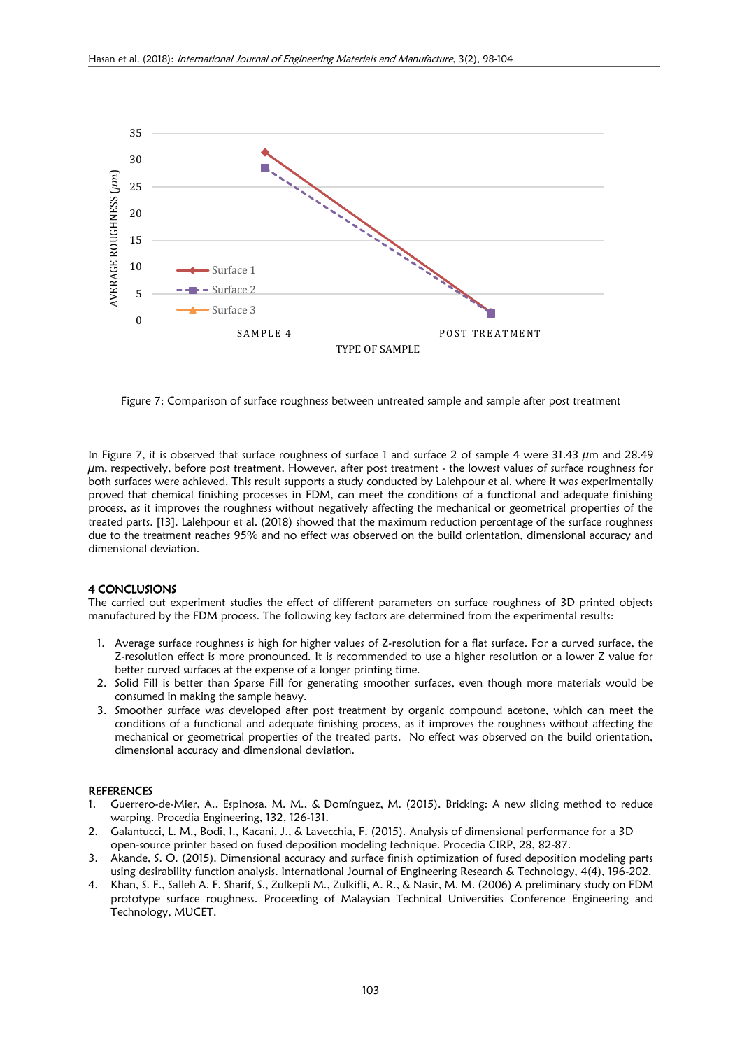Figure 7: Comparison of surface roughness between untreated sample and sample after post treatment

In Figure 7, it is observed that surface roughness of surface 1 and surface 2 of sample 4 were 31.43 $\mu$m and 28.49 $\mu$m, respectively, before post treatment. However, after post treatment - the lowest values of surface roughness for both surfaces were achieved. This result supports a study conducted by Lalehpour et al. where it was experimentally proved that chemical finishing processes in FDM, can meet the conditions of a functional and adequate finishing process, as it improves the roughness without negatively affecting the mechanical or geometrical properties of the treated parts. [13]. Lalehpour et al. (2018) showed that the maximum reduction percentage of the surface roughness due to the treatment reaches 95% and no effect was observed on the build orientation, dimensional accuracy and dimensional deviation.

## 4 CONCLUSIONS

The carried out experiment studies the effect of different parameters on surface roughness of 3D printed objects manufactured by the FDM process. The following key factors are determined from the experimental results:

1. Average surface roughness is high for higher values of Z-resolution for a flat surface. For a curved surface, the Z-resolution effect is more pronounced. It is recommended to use a higher resolution or a lower Z value for better curved surfaces at the expense of a longer printing time.
2. Solid Fill is better than Sparse Fill for generating smoother surfaces, even though more materials would be consumed in making the sample heavy.
3. Smoother surface was developed after post treatment by organic compound acetone, which can meet the conditions of a functional and adequate finishing process, as it improves the roughness without affecting the mechanical or geometrical properties of the treated parts. No effect was observed on the build orientation, dimensional accuracy and dimensional deviation.

## REFERENCES

1. Guerrero-de-Mier, A., Espinosa, M. M., & Domínguez, M. (2015). Bricking: A new slicing method to reduce warping. Procedia Engineering, 132, 126-131.
2. Galantucci, L. M., Bodi, I., Kacani, J., & Lavecchia, F. (2015). Analysis of dimensional performance for a 3D open-source printer based on fused deposition modeling technique. Procedia CIRP, 28, 82-87.
3. Akande, S. O. (2015). Dimensional accuracy and surface finish optimization of fused deposition modeling parts using desirability function analysis. International Journal of Engineering Research & Technology, 4(4), 196-202.
4. Khan, S. F., Salleh A. F, Sharif, S., Zulkepli M., Zulkifli, A. R., & Nasir, M. M. (2006) A preliminary study on FDM prototype surface roughness. Proceeding of Malaysian Technical Universities Conference Engineering and Technology, MUCET.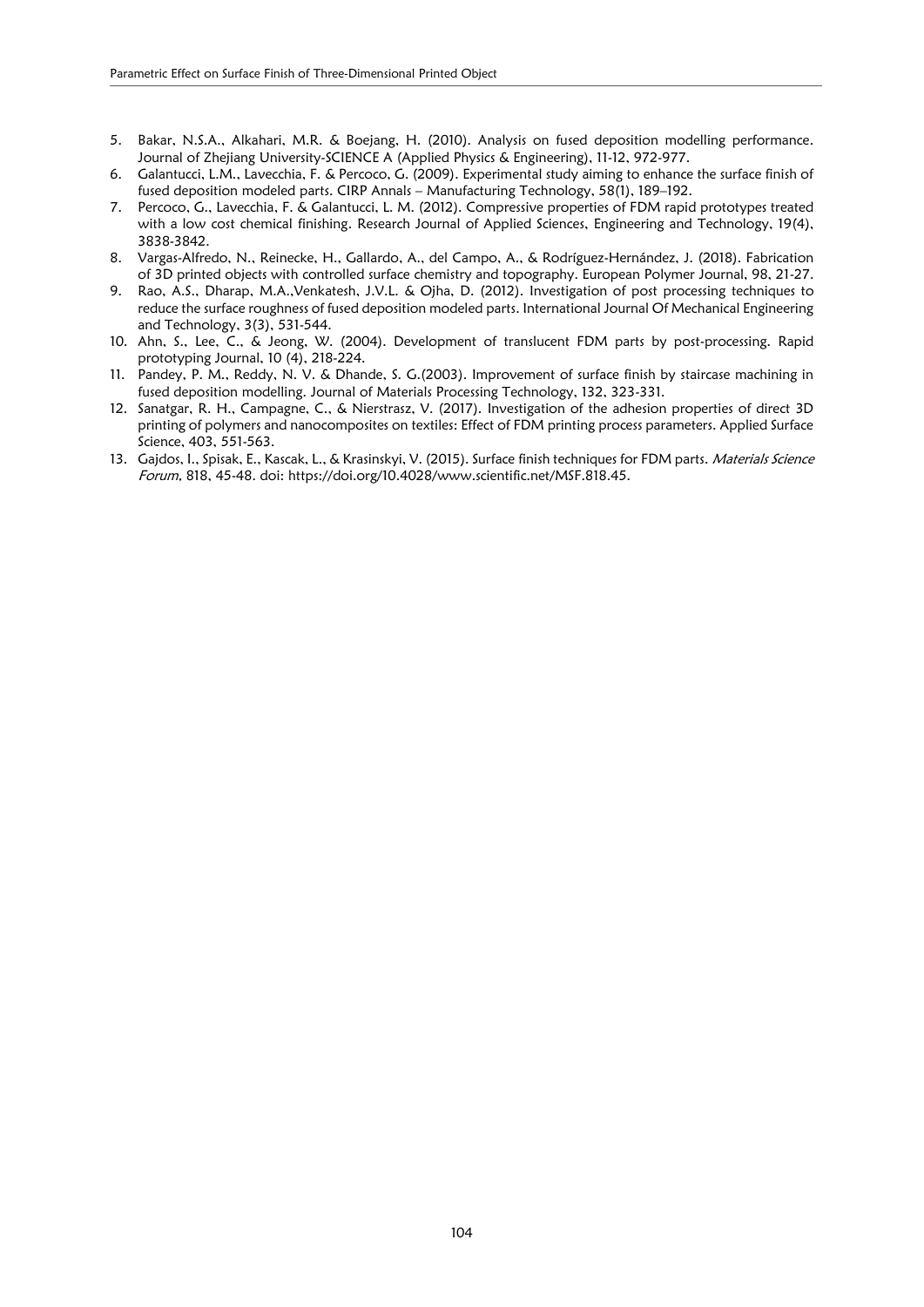5. Bakar, N.S.A., Alkahari, M.R. & Boejang, H. (2010). Analysis on fused deposition modelling performance. Journal of Zhejiang University-SCIENCE A (Applied Physics & Engineering), 11-12, 972-977.
6. Galantucci, L.M., Lavecchia, F. & Percoco, G. (2009). Experimental study aiming to enhance the surface finish of fused deposition modeled parts. CIRP Annals – Manufacturing Technology, 58(1), 189–192.
7. Percoco, G., Lavecchia, F. & Galantucci, L. M. (2012). Compressive properties of FDM rapid prototypes treated with a low cost chemical finishing. Research Journal of Applied Sciences, Engineering and Technology, 19(4), 3838-3842.
8. Vargas-Alfredo, N., Reinecke, H., Gallardo, A., del Campo, A., & Rodríguez-Hernández, J. (2018). Fabrication of 3D printed objects with controlled surface chemistry and topography. European Polymer Journal, 98, 21-27.
9. Rao, A.S., Dharap, M.A.,Venkatesh, J.V.L. & Ojha, D. (2012). Investigation of post processing techniques to reduce the surface roughness of fused deposition modeled parts. International Journal Of Mechanical Engineering and Technology, 3(3), 531-544.
10. Ahn, S., Lee, C., & Jeong, W. (2004). Development of translucent FDM parts by post-processing. Rapid prototyping Journal, 10 (4), 218-224.
11. Pandey, P. M., Reddy, N. V. & Dhande, S. G.(2003). Improvement of surface finish by staircase machining in fused deposition modelling. Journal of Materials Processing Technology, 132, 323-331.
12. Sanatgar, R. H., Campagne, C., & Nierstrasz, V. (2017). Investigation of the adhesion properties of direct 3D printing of polymers and nanocomposites on textiles: Effect of FDM printing process parameters. Applied Surface Science, 403, 551-563.
13. Gajdos, I., Spisak, E., Kascak, L., & Krasinskyi, V. (2015). Surface finish techniques for FDM parts. *Materials Science Forum*, 818, 45-48. doi: https://doi.org/10.4028/www.scientific.net/MSF.818.45.